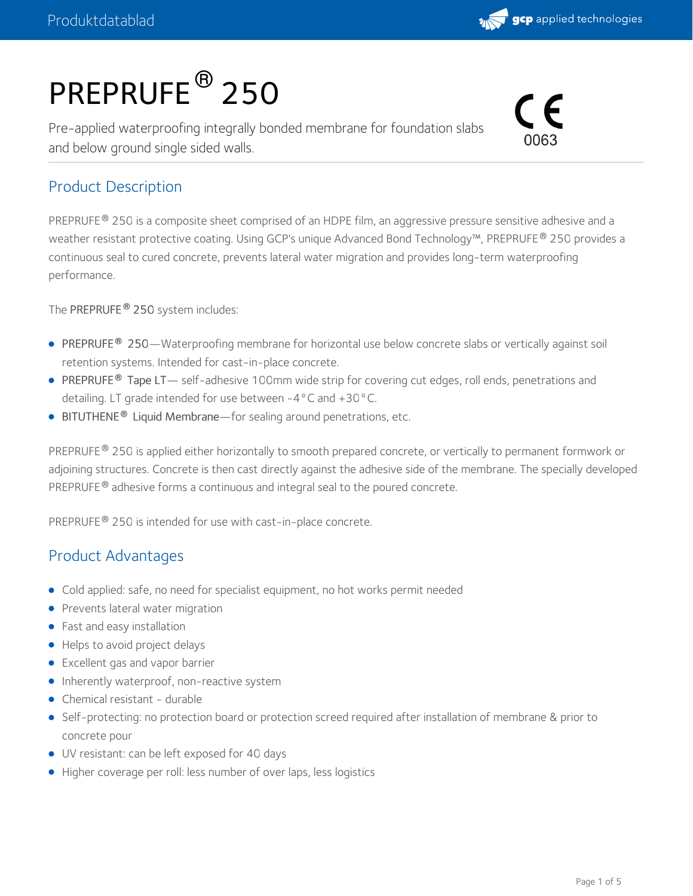# PREPRUFE® 250

Pre-applied waterproofing integrally bonded membrane for foundation slabs and below ground single sided walls.

CE 0063

## Product Description

PREPRUFE® 250 is a composite sheet comprised of an HDPE film, an aggressive pressure sensitive adhesive and a weather resistant protective coating. Using GCP's unique Advanced Bond Technology™, PREPRUFE® 250 provides a continuous seal to cured concrete, prevents lateral water migration and provides long-term waterproofing performance.

The PREPRUFE® 250 system includes:

- PREPRUFE® 250—Waterproofing membrane for horizontal use below concrete slabs or vertically against soil retention systems. Intended for cast-in-place concrete.
- PREPRUFE® Tape LT— self-adhesive 100mm wide strip for covering cut edges, roll ends, penetrations and detailing. LT grade intended for use between -4°C and +30°C.
- BITUTHENE® Liquid Membrane—for sealing around penetrations, etc.

PREPRUFE® 250 is applied either horizontally to smooth prepared concrete, or vertically to permanent formwork or adjoining structures. Concrete is then cast directly against the adhesive side of the membrane. The specially developed PREPRUFE® adhesive forms a continuous and integral seal to the poured concrete.

PREPRUFE® 250 is intended for use with cast-in-place concrete.

## Product Advantages

- Cold applied: safe, no need for specialist equipment, no hot works permit needed
- Prevents lateral water migration
- Fast and easy installation
- Helps to avoid project delays
- Excellent gas and vapor barrier
- Inherently waterproof, non-reactive system
- Chemical resistant - durable
- Self-protecting: no protection board or protection screed required after installation of membrane & prior to concrete pour
- UV resistant: can be left exposed for 40 days
- Higher coverage per roll: less number of over laps, less logistics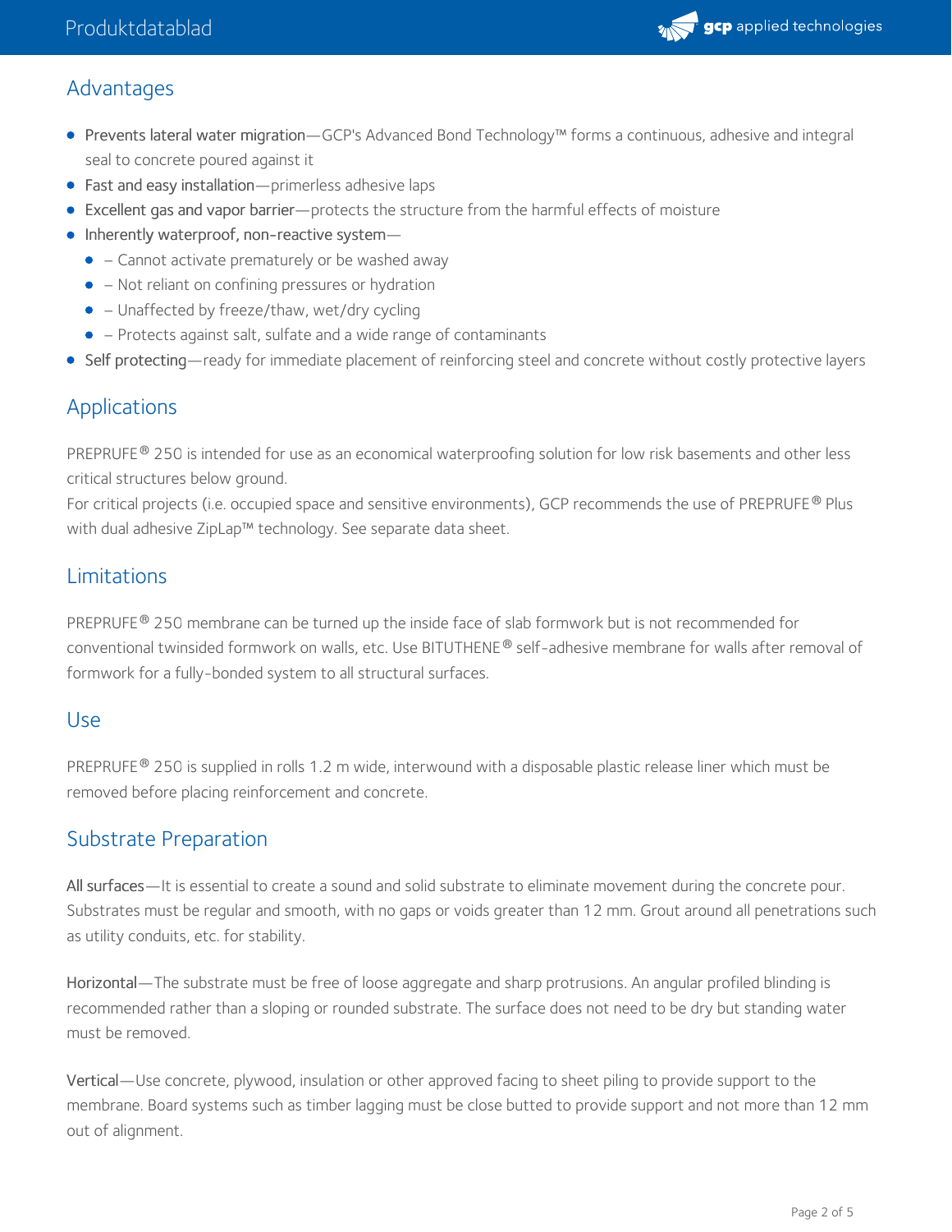## Advantages

- **Prevents lateral water migration**—GCP's Advanced Bond Technology™ forms a continuous, adhesive and integral seal to concrete poured against it
- **Fast and easy installation**—primerless adhesive laps
- **Excellent gas and vapor barrier**—protects the structure from the harmful effects of moisture
- **Inherently waterproof, non-reactive system**—
  - – Cannot activate prematurely or be washed away
  - – Not reliant on confining pressures or hydration
  - – Unaffected by freeze/thaw, wet/dry cycling
  - – Protects against salt, sulfate and a wide range of contaminants
- **Self protecting**—ready for immediate placement of reinforcing steel and concrete without costly protective layers

## Applications

PREPRUFE® 250 is intended for use as an economical waterproofing solution for low risk basements and other less critical structures below ground.
For critical projects (i.e. occupied space and sensitive environments), GCP recommends the use of PREPRUFE® Plus with dual adhesive ZipLap™ technology. See separate data sheet.

## Limitations

PREPRUFE® 250 membrane can be turned up the inside face of slab formwork but is not recommended for conventional twinsided formwork on walls, etc. Use BITUTHENE® self-adhesive membrane for walls after removal of formwork for a fully-bonded system to all structural surfaces.

## Use

PREPRUFE® 250 is supplied in rolls 1.2 m wide, interwound with a disposable plastic release liner which must be removed before placing reinforcement and concrete.

## Substrate Preparation

**All surfaces**—It is essential to create a sound and solid substrate to eliminate movement during the concrete pour. Substrates must be regular and smooth, with no gaps or voids greater than 12 mm. Grout around all penetrations such as utility conduits, etc. for stability.

**Horizontal**—The substrate must be free of loose aggregate and sharp protrusions. An angular profiled blinding is recommended rather than a sloping or rounded substrate. The surface does not need to be dry but standing water must be removed.

**Vertical**—Use concrete, plywood, insulation or other approved facing to sheet piling to provide support to the membrane. Board systems such as timber lagging must be close butted to provide support and not more than 12 mm out of alignment.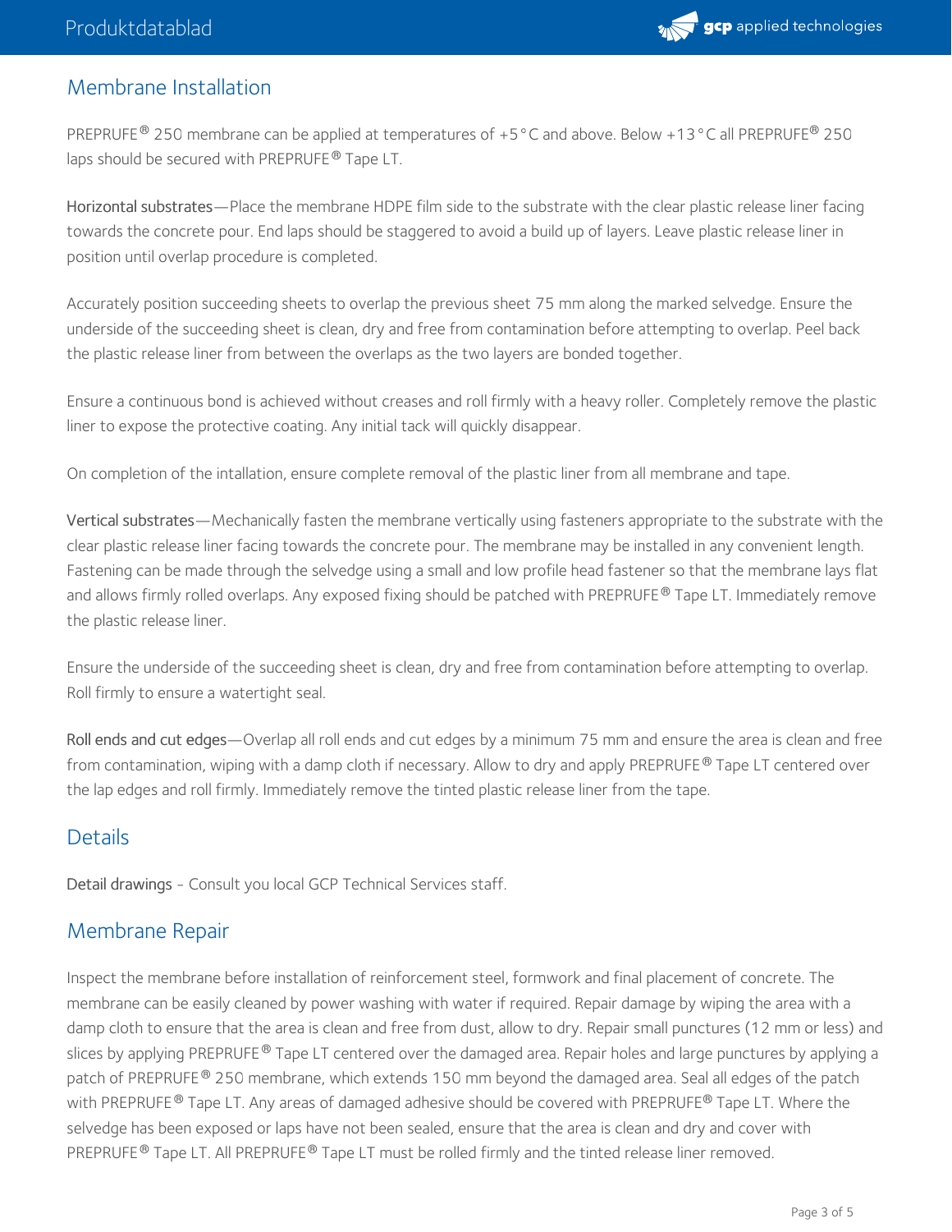## Membrane Installation

PREPRUFE® 250 membrane can be applied at temperatures of +5 °C and above. Below +13 °C all PREPRUFE® 250 laps should be secured with PREPRUFE® Tape LT.

Horizontal substrates—Place the membrane HDPE film side to the substrate with the clear plastic release liner facing towards the concrete pour. End laps should be staggered to avoid a build up of layers. Leave plastic release liner in position until overlap procedure is completed.

Accurately position succeeding sheets to overlap the previous sheet 75 mm along the marked selvedge. Ensure the underside of the succeeding sheet is clean, dry and free from contamination before attempting to overlap. Peel back the plastic release liner from between the overlaps as the two layers are bonded together.

Ensure a continuous bond is achieved without creases and roll firmly with a heavy roller. Completely remove the plastic liner to expose the protective coating. Any initial tack will quickly disappear.

On completion of the intallation, ensure complete removal of the plastic liner from all membrane and tape.

Vertical substrates—Mechanically fasten the membrane vertically using fasteners appropriate to the substrate with the clear plastic release liner facing towards the concrete pour. The membrane may be installed in any convenient length. Fastening can be made through the selvedge using a small and low profile head fastener so that the membrane lays flat and allows firmly rolled overlaps. Any exposed fixing should be patched with PREPRUFE® Tape LT. Immediately remove the plastic release liner.

Ensure the underside of the succeeding sheet is clean, dry and free from contamination before attempting to overlap. Roll firmly to ensure a watertight seal.

Roll ends and cut edges—Overlap all roll ends and cut edges by a minimum 75 mm and ensure the area is clean and free from contamination, wiping with a damp cloth if necessary. Allow to dry and apply PREPRUFE® Tape LT centered over the lap edges and roll firmly. Immediately remove the tinted plastic release liner from the tape.

## Details

Detail drawings - Consult you local GCP Technical Services staff.

## Membrane Repair

Inspect the membrane before installation of reinforcement steel, formwork and final placement of concrete. The membrane can be easily cleaned by power washing with water if required. Repair damage by wiping the area with a damp cloth to ensure that the area is clean and free from dust, allow to dry. Repair small punctures (12 mm or less) and slices by applying PREPRUFE® Tape LT centered over the damaged area. Repair holes and large punctures by applying a patch of PREPRUFE® 250 membrane, which extends 150 mm beyond the damaged area. Seal all edges of the patch with PREPRUFE® Tape LT. Any areas of damaged adhesive should be covered with PREPRUFE® Tape LT. Where the selvedge has been exposed or laps have not been sealed, ensure that the area is clean and dry and cover with PREPRUFE® Tape LT. All PREPRUFE® Tape LT must be rolled firmly and the tinted release liner removed.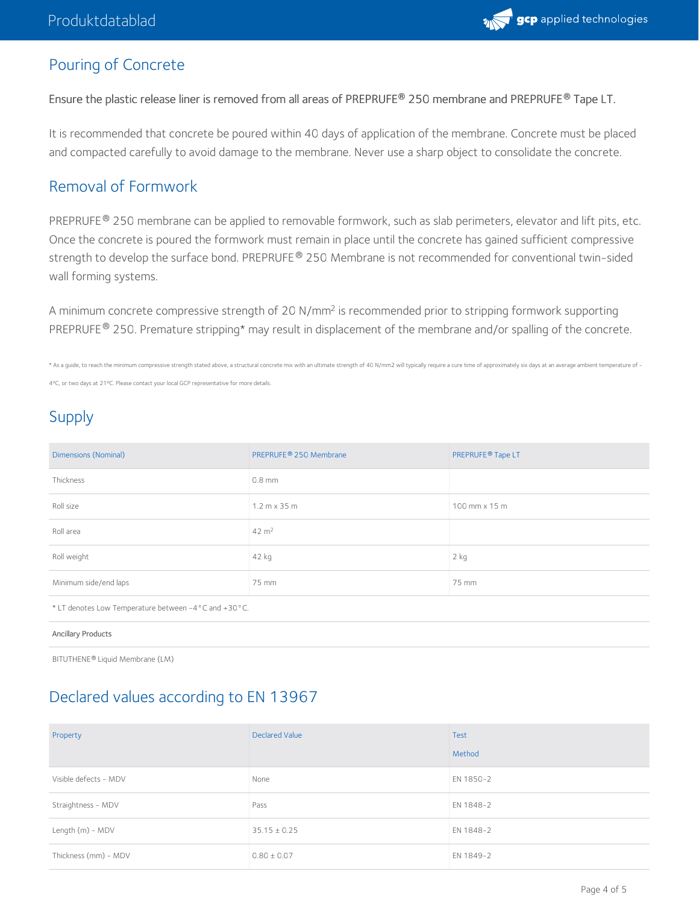## Pouring of Concrete

Ensure the plastic release liner is removed from all areas of PREPRUFE® 250 membrane and PREPRUFE® Tape LT.

It is recommended that concrete be poured within 40 days of application of the membrane. Concrete must be placed and compacted carefully to avoid damage to the membrane. Never use a sharp object to consolidate the concrete.

## Removal of Formwork

PREPRUFE® 250 membrane can be applied to removable formwork, such as slab perimeters, elevator and lift pits, etc. Once the concrete is poured the formwork must remain in place until the concrete has gained sufficient compressive strength to develop the surface bond. PREPRUFE® 250 Membrane is not recommended for conventional twin-sided wall forming systems.

A minimum concrete compressive strength of 20 N/mm$^2$ is recommended prior to stripping formwork supporting PREPRUFE® 250. Premature stripping* may result in displacement of the membrane and/or spalling of the concrete.

* As a guide, to reach the minimum compressive strength stated above, a structural concrete mix with an ultimate strength of 40 N/mm2 will typically require a cure time of approximately six days at an average ambient temperature of -4ºC, or two days at 21ºC. Please contact your local GCP representative for more details.

## Supply

| Dimensions (Nominal) | PREPRUFE® 250 Membrane | PREPRUFE® Tape LT |
|---|---|---|
| Thickness | 0.8 mm | |
| Roll size | 1.2 m x 35 m | 100 mm x 15 m |
| Roll area | 42 m$^2$ | |
| Roll weight | 42 kg | 2 kg |
| Minimum side/end laps | 75 mm | 75 mm |
| * LT denotes Low Temperature between -4°C and +30°C. | | |
| Ancillary Products | | |
| BITUTHENE® Liquid Membrane (LM) | | |

## Declared values according to EN 13967

| Property | Declared Value | Test Method |
|---|---|---|
| Visible defects - MDV | None | EN 1850-2 |
| Straightness - MDV | Pass | EN 1848-2 |
| Length (m) - MDV | 35.15 ± 0.25 | EN 1848-2 |
| Thickness (mm) - MDV | 0.80 ± 0.07 | EN 1849-2 |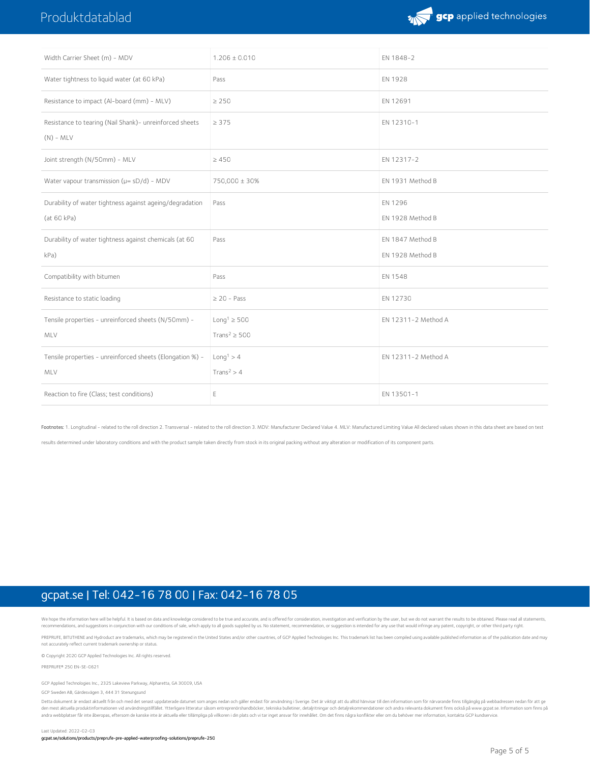| | | |
|---|---|---|
| Width Carrier Sheet (m) - MDV | 1.206 ± 0.010 | EN 1848-2 |
| Water tightness to liquid water (at 60 kPa) | Pass | EN 1928 |
| Resistance to impact (Al-board (mm) - MLV) | ≥ 250 | EN 12691 |
| Resistance to tearing (Nail Shank)- unreinforced sheets (N) - MLV | ≥ 375 | EN 12310-1 |
| Joint strength (N/50mm) - MLV | ≥ 450 | EN 12317-2 |
| Water vapour transmission (μ= sD/d) - MDV | 750,000 ± 30% | EN 1931 Method B |
| Durability of water tightness against ageing/degradation (at 60 kPa) | Pass | EN 1296<br>EN 1928 Method B |
| Durability of water tightness against chemicals (at 60 kPa) | Pass | EN 1847 Method B<br>EN 1928 Method B |
| Compatibility with bitumen | Pass | EN 1548 |
| Resistance to static loading | ≥ 20 - Pass | EN 12730 |
| Tensile properties - unreinforced sheets (N/50mm) - MLV | Long[1] ≥ 500<br>Trans[2] ≥ 500 | EN 12311-2 Method A |
| Tensile properties - unreinforced sheets (Elongation %) - MLV | Long[1] > 4<br>Trans[2] > 4 | EN 12311-2 Method A |
| Reaction to fire (Class; test conditions) | E | EN 13501-1 |

Footnotes: 1. Longitudinal - related to the roll direction 2. Transversal - related to the roll direction 3. MDV: Manufacturer Declared Value 4. MLV: Manufactured Limiting Value All declared values shown in this data sheet are based on test results determined under laboratory conditions and with the product sample taken directly from stock in its original packing without any alteration or modification of its component parts.

## gcpat.se | Tel: 042-16 78 00 | Fax: 042-16 78 05

We hope the information here will be helpful. It is based on data and knowledge considered to be true and accurate, and is offered for consideration, investigation and verification by the user, but we do not warrant the results to be obtained. Please read all statements, recommendations, and suggestions in conjunction with our conditions of sale, which apply to all goods supplied by us. No statement, recommendation, or suggestion is intended for any use that would infringe any patent, copyright, or other third party right.

PREPRUFE, BITUTHENE and Hydroduct are trademarks, which may be registered in the United States and/or other countries, of GCP Applied Technologies Inc. This trademark list has been compiled using available published information as of the publication date and may not accurately reflect current trademark ownership or status.

© Copyright 2020 GCP Applied Technologies Inc. All rights reserved.

PREPRUFE® 250 EN-SE-0621

GCP Applied Technologies Inc., 2325 Lakeview Parkway, Alpharetta, GA 30009, USA

GCP Sweden AB, Gårdesvägen 3, 444 31 Stenungsund

Detta dokument är endast aktuellt från och med det senast uppdaterade datumet som anges nedan och gäller endast för användning i Sverige. Det är viktigt att du alltid hänvisar till den information som för närvarande finns tillgänglig på webbadressen nedan för att ge den mest aktuella produktinformationen vid användningstillfället. Ytterligare litteratur såsom entreprenörshandböcker, tekniska bulletiner, detaljritningar och detaljrekommendationer och andra relevanta dokument finns också på www.gcpat.se. Information som finns på andra webbplatser får inte åberopas, eftersom de kanske inte är aktuella eller tillämpliga på villkoren i din plats och vi tar inget ansvar för innehållet. Om det finns några konflikter eller om du behöver mer information, kontakta GCP kundservice.

Last Updated: 2022-02-03

gcpat.se/solutions/products/preprufe-pre-applied-waterproofing-solutions/preprufe-250